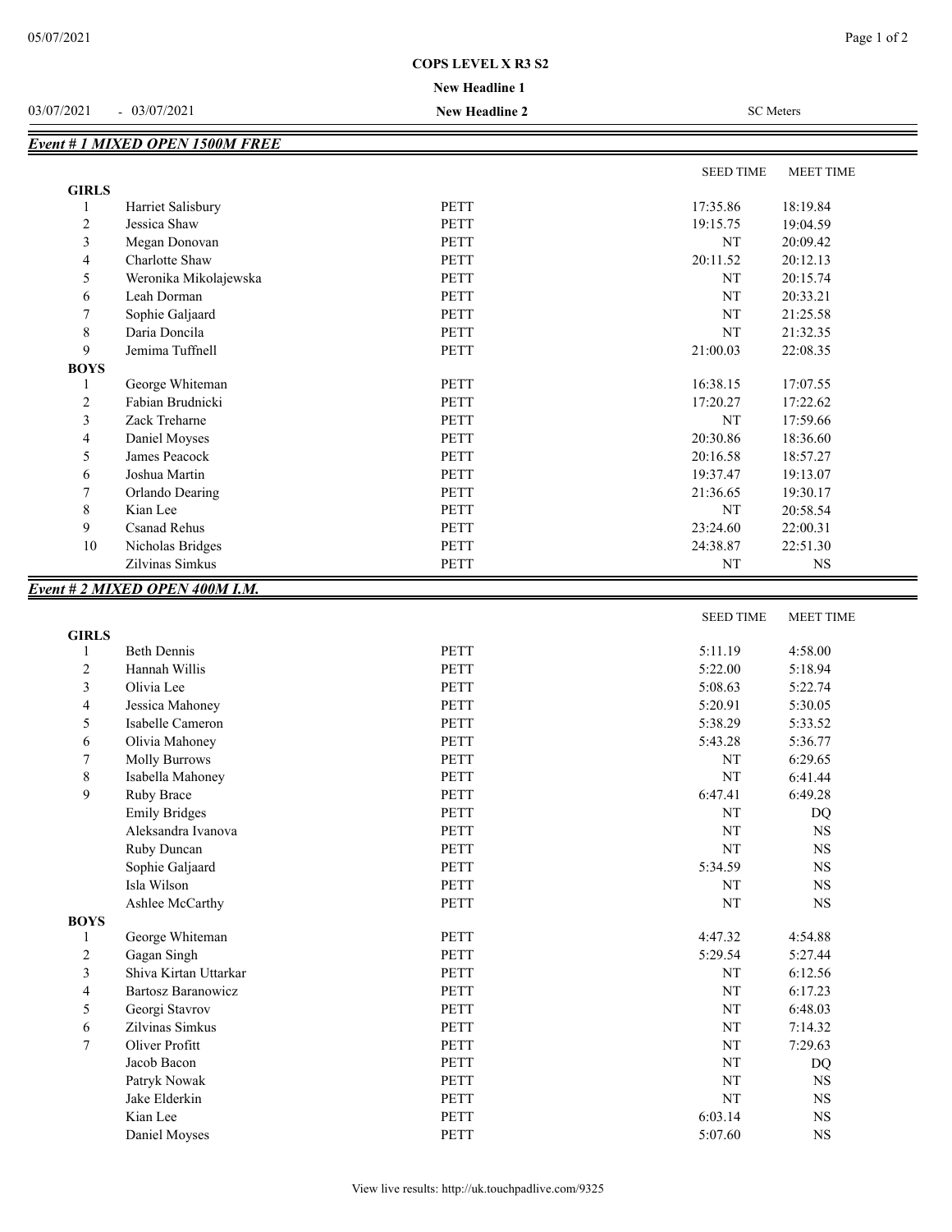**COPS LEVEL X R3 S2**

**New Headline 1**

03/07/2021 - 03/07/2021 **New Headline 2** SC Meters

## *Event # 1 MIXED OPEN 1500M FREE*

| | | | SEED TIME | MEET TIME |
|---|---|---|---|---|
| **GIRLS** | | | | |
| 1 | Harriet Salisbury | PETT | 17:35.86 | 18:19.84 |
| 2 | Jessica Shaw | PETT | 19:15.75 | 19:04.59 |
| 3 | Megan Donovan | PETT | NT | 20:09.42 |
| 4 | Charlotte Shaw | PETT | 20:11.52 | 20:12.13 |
| 5 | Weronika Mikolajewska | PETT | NT | 20:15.74 |
| 6 | Leah Dorman | PETT | NT | 20:33.21 |
| 7 | Sophie Galjaard | PETT | NT | 21:25.58 |
| 8 | Daria Doncila | PETT | NT | 21:32.35 |
| 9 | Jemima Tuffnell | PETT | 21:00.03 | 22:08.35 |
| **BOYS** | | | | |
| 1 | George Whiteman | PETT | 16:38.15 | 17:07.55 |
| 2 | Fabian Brudnicki | PETT | 17:20.27 | 17:22.62 |
| 3 | Zack Treharne | PETT | NT | 17:59.66 |
| 4 | Daniel Moyses | PETT | 20:30.86 | 18:36.60 |
| 5 | James Peacock | PETT | 20:16.58 | 18:57.27 |
| 6 | Joshua Martin | PETT | 19:37.47 | 19:13.07 |
| 7 | Orlando Dearing | PETT | 21:36.65 | 19:30.17 |
| 8 | Kian Lee | PETT | NT | 20:58.54 |
| 9 | Csanad Rehus | PETT | 23:24.60 | 22:00.31 |
| 10 | Nicholas Bridges | PETT | 24:38.87 | 22:51.30 |
| | Zilvinas Simkus | PETT | NT | NS |

## *Event # 2 MIXED OPEN 400M I.M.*

| | | | SEED TIME | MEET TIME |
|---|---|---|---|---|
| **GIRLS** | | | | |
| 1 | Beth Dennis | PETT | 5:11.19 | 4:58.00 |
| 2 | Hannah Willis | PETT | 5:22.00 | 5:18.94 |
| 3 | Olivia Lee | PETT | 5:08.63 | 5:22.74 |
| 4 | Jessica Mahoney | PETT | 5:20.91 | 5:30.05 |
| 5 | Isabelle Cameron | PETT | 5:38.29 | 5:33.52 |
| 6 | Olivia Mahoney | PETT | 5:43.28 | 5:36.77 |
| 7 | Molly Burrows | PETT | NT | 6:29.65 |
| 8 | Isabella Mahoney | PETT | NT | 6:41.44 |
| 9 | Ruby Brace | PETT | 6:47.41 | 6:49.28 |
| | Emily Bridges | PETT | NT | DQ |
| | Aleksandra Ivanova | PETT | NT | NS |
| | Ruby Duncan | PETT | NT | NS |
| | Sophie Galjaard | PETT | 5:34.59 | NS |
| | Isla Wilson | PETT | NT | NS |
| | Ashlee McCarthy | PETT | NT | NS |
| **BOYS** | | | | |
| 1 | George Whiteman | PETT | 4:47.32 | 4:54.88 |
| 2 | Gagan Singh | PETT | 5:29.54 | 5:27.44 |
| 3 | Shiva Kirtan Uttarkar | PETT | NT | 6:12.56 |
| 4 | Bartosz Baranowicz | PETT | NT | 6:17.23 |
| 5 | Georgi Stavrov | PETT | NT | 6:48.03 |
| 6 | Zilvinas Simkus | PETT | NT | 7:14.32 |
| 7 | Oliver Profitt | PETT | NT | 7:29.63 |
| | Jacob Bacon | PETT | NT | DQ |
| | Patryk Nowak | PETT | NT | NS |
| | Jake Elderkin | PETT | NT | NS |
| | Kian Lee | PETT | 6:03.14 | NS |
| | Daniel Moyses | PETT | 5:07.60 | NS |

View live results: http://uk.touchpadlive.com/9325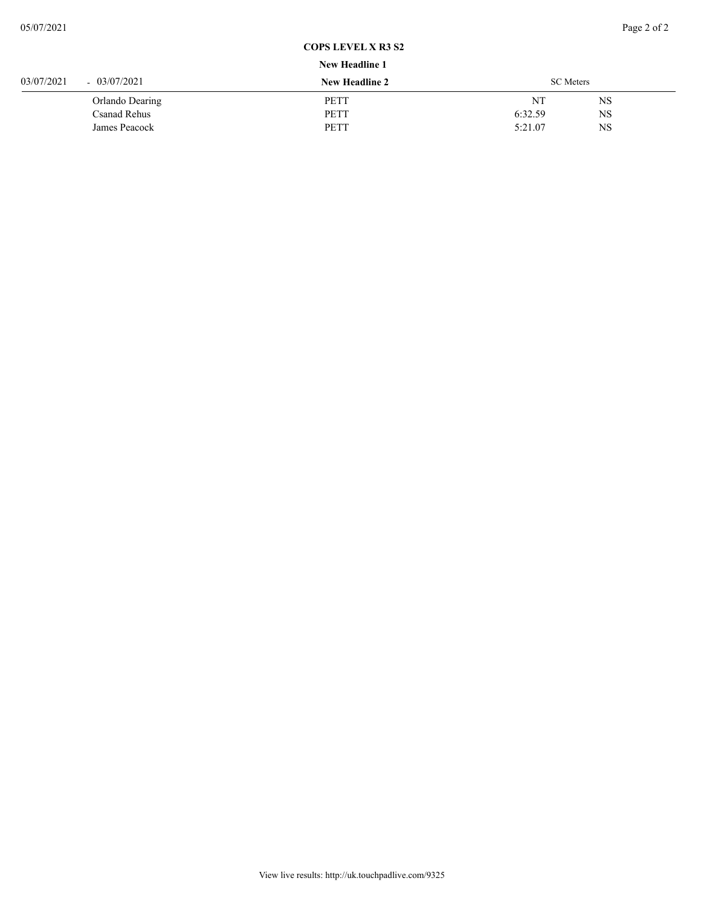**COPS LEVEL X R3 S2**

**New Headline 1**

03/07/2021 - 03/07/2021 **New Headline 2** SC Meters

| | | | |
|---|---|---|---|
| Orlando Dearing | PETT | NT | NS |
| Csanad Rehus | PETT | 6:32.59 | NS |
| James Peacock | PETT | 5:21.07 | NS |

View live results: http://uk.touchpadlive.com/9325